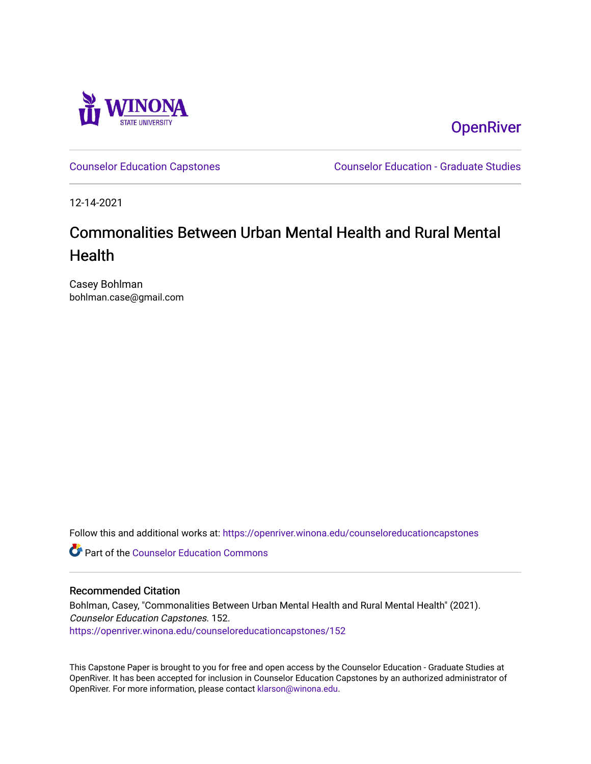OpenRiver

Counselor Education Capstones

Counselor Education - Graduate Studies

12-14-2021

# Commonalities Between Urban Mental Health and Rural Mental Health

Casey Bohlman
bohlman.case@gmail.com

Follow this and additional works at: https://openriver.winona.edu/counseloreducationcapstones

Part of the Counselor Education Commons

## Recommended Citation

Bohlman, Casey, "Commonalities Between Urban Mental Health and Rural Mental Health" (2021). *Counselor Education Capstones*. 152.
https://openriver.winona.edu/counseloreducationcapstones/152

This Capstone Paper is brought to you for free and open access by the Counselor Education - Graduate Studies at OpenRiver. It has been accepted for inclusion in Counselor Education Capstones by an authorized administrator of OpenRiver. For more information, please contact klarson@winona.edu.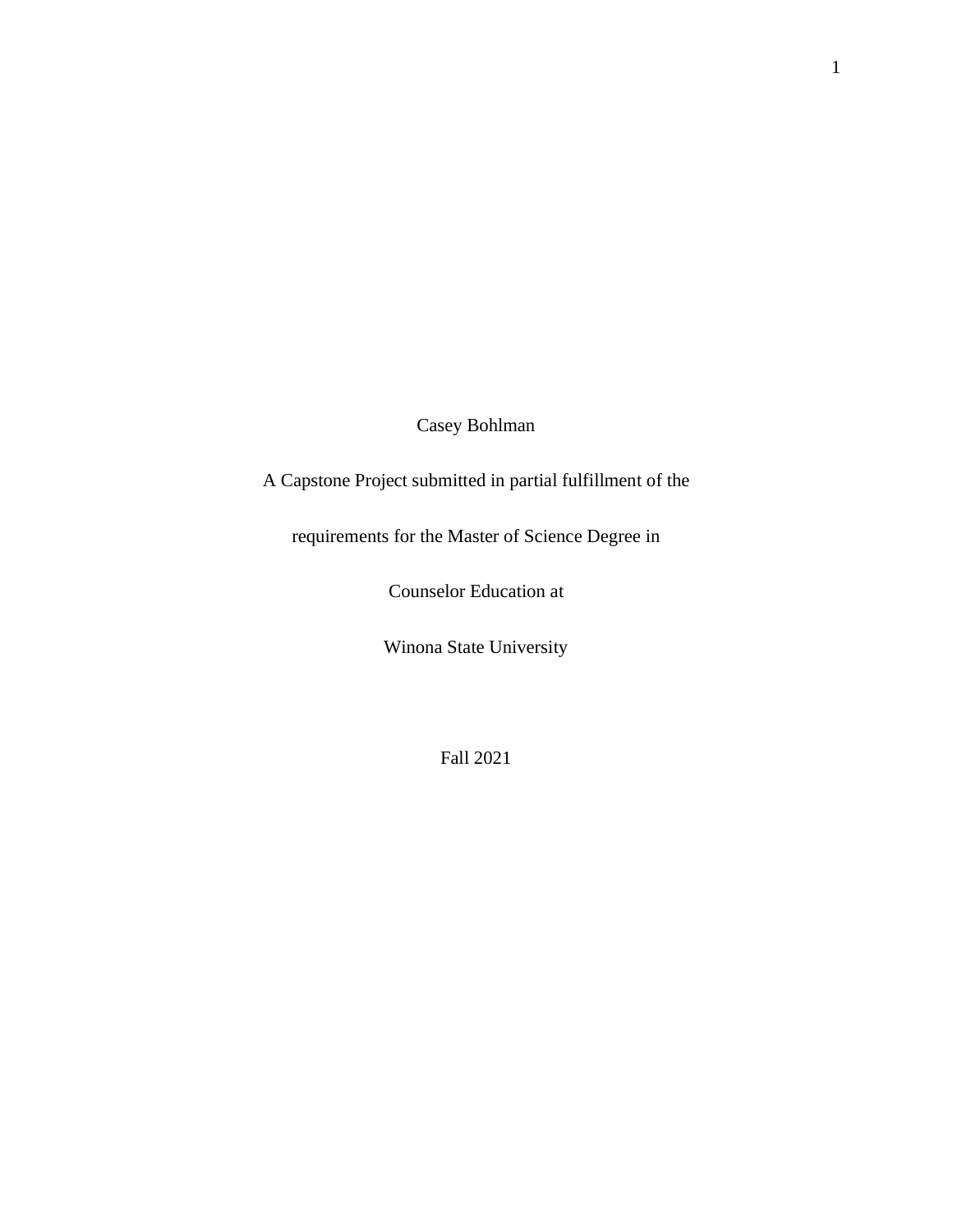Casey Bohlman

A Capstone Project submitted in partial fulfillment of the

requirements for the Master of Science Degree in

Counselor Education at

Winona State University

Fall 2021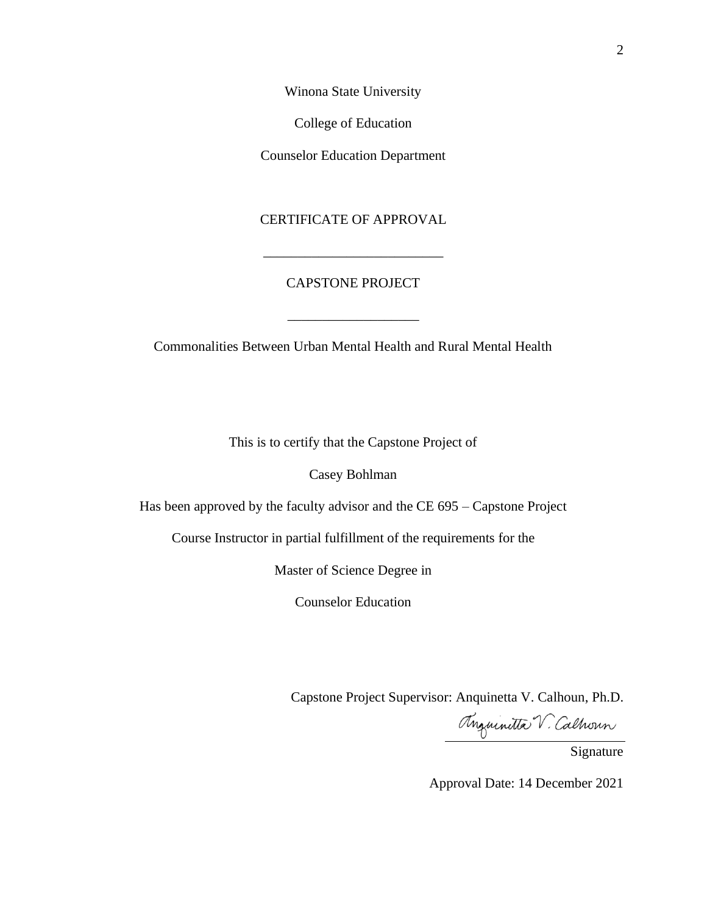Winona State University

College of Education

Counselor Education Department

CERTIFICATE OF APPROVAL

___________________________

CAPSTONE PROJECT

___________________

Commonalities Between Urban Mental Health and Rural Mental Health

This is to certify that the Capstone Project of

Casey Bohlman

Has been approved by the faculty advisor and the CE 695 – Capstone Project

Course Instructor in partial fulfillment of the requirements for the

Master of Science Degree in

Counselor Education

Capstone Project Supervisor: Anquinetta V. Calhoun, Ph.D.

Anquinetta V. Calhoun
___________________________
Signature

Approval Date: 14 December 2021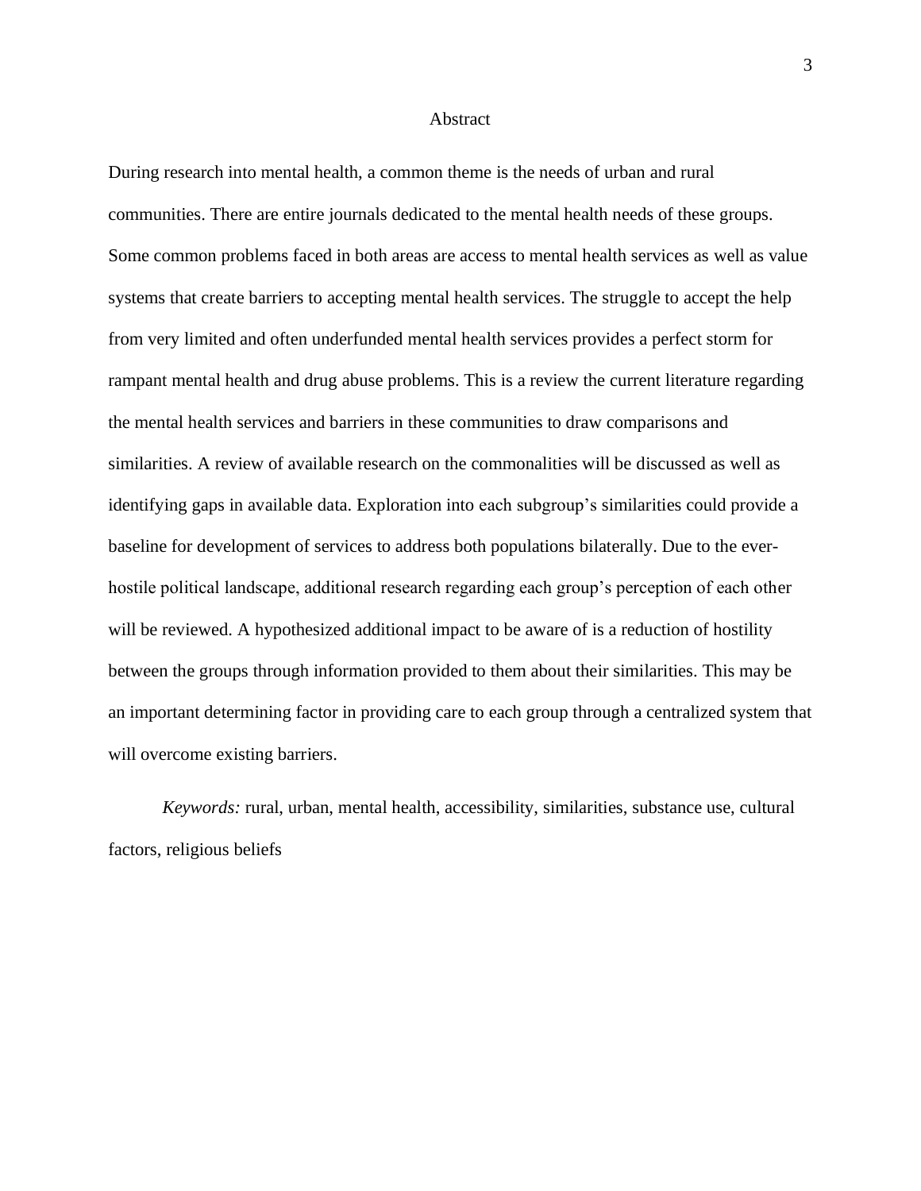# Abstract

During research into mental health, a common theme is the needs of urban and rural communities. There are entire journals dedicated to the mental health needs of these groups. Some common problems faced in both areas are access to mental health services as well as value systems that create barriers to accepting mental health services. The struggle to accept the help from very limited and often underfunded mental health services provides a perfect storm for rampant mental health and drug abuse problems. This is a review the current literature regarding the mental health services and barriers in these communities to draw comparisons and similarities. A review of available research on the commonalities will be discussed as well as identifying gaps in available data. Exploration into each subgroup's similarities could provide a baseline for development of services to address both populations bilaterally. Due to the ever-hostile political landscape, additional research regarding each group's perception of each other will be reviewed. A hypothesized additional impact to be aware of is a reduction of hostility between the groups through information provided to them about their similarities. This may be an important determining factor in providing care to each group through a centralized system that will overcome existing barriers.

*Keywords:* rural, urban, mental health, accessibility, similarities, substance use, cultural factors, religious beliefs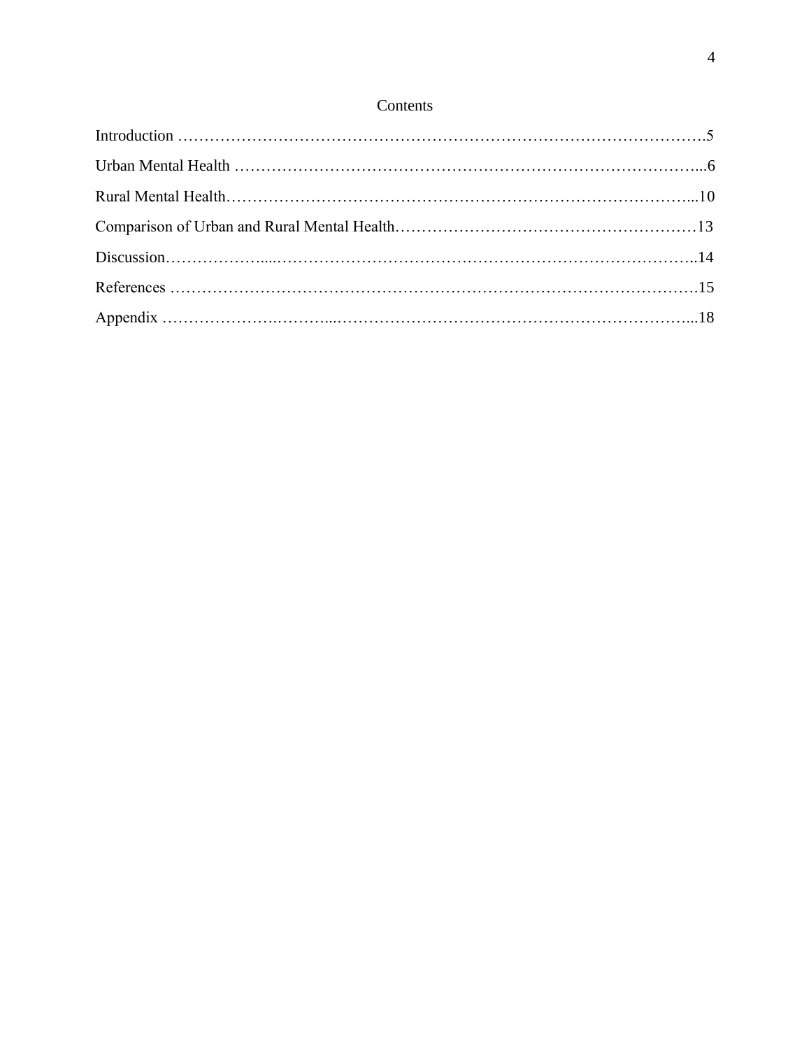# Contents

Introduction ……………………………………………………………………………………….5

Urban Mental Health …………………………………………………………………………...6

Rural Mental Health…………………………………………………………………………...10

Comparison of Urban and Rural Mental Health………………………………………………13

Discussion………………....…………………………………………………………………..14

References ……………………………………………………………………………………….15

Appendix ………………….………...…………………………………………………………...18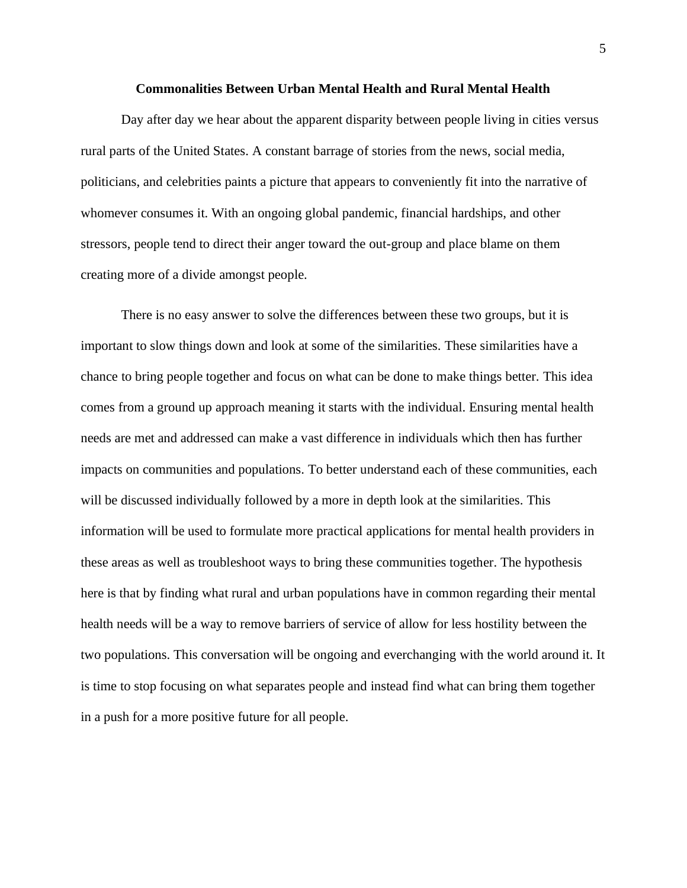## Commonalities Between Urban Mental Health and Rural Mental Health

Day after day we hear about the apparent disparity between people living in cities versus rural parts of the United States. A constant barrage of stories from the news, social media, politicians, and celebrities paints a picture that appears to conveniently fit into the narrative of whomever consumes it. With an ongoing global pandemic, financial hardships, and other stressors, people tend to direct their anger toward the out-group and place blame on them creating more of a divide amongst people.

There is no easy answer to solve the differences between these two groups, but it is important to slow things down and look at some of the similarities. These similarities have a chance to bring people together and focus on what can be done to make things better. This idea comes from a ground up approach meaning it starts with the individual. Ensuring mental health needs are met and addressed can make a vast difference in individuals which then has further impacts on communities and populations. To better understand each of these communities, each will be discussed individually followed by a more in depth look at the similarities. This information will be used to formulate more practical applications for mental health providers in these areas as well as troubleshoot ways to bring these communities together. The hypothesis here is that by finding what rural and urban populations have in common regarding their mental health needs will be a way to remove barriers of service of allow for less hostility between the two populations. This conversation will be ongoing and everchanging with the world around it. It is time to stop focusing on what separates people and instead find what can bring them together in a push for a more positive future for all people.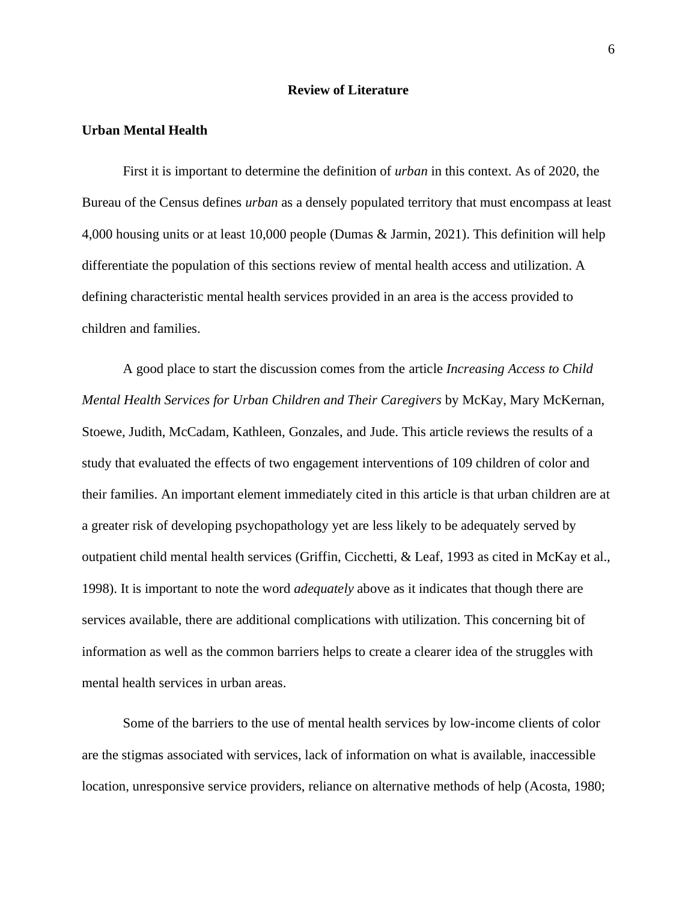## Review of Literature

### Urban Mental Health

First it is important to determine the definition of *urban* in this context. As of 2020, the Bureau of the Census defines *urban* as a densely populated territory that must encompass at least 4,000 housing units or at least 10,000 people (Dumas & Jarmin, 2021). This definition will help differentiate the population of this sections review of mental health access and utilization. A defining characteristic mental health services provided in an area is the access provided to children and families.

A good place to start the discussion comes from the article *Increasing Access to Child Mental Health Services for Urban Children and Their Caregivers* by McKay, Mary McKernan, Stoewe, Judith, McCadam, Kathleen, Gonzales, and Jude. This article reviews the results of a study that evaluated the effects of two engagement interventions of 109 children of color and their families. An important element immediately cited in this article is that urban children are at a greater risk of developing psychopathology yet are less likely to be adequately served by outpatient child mental health services (Griffin, Cicchetti, & Leaf, 1993 as cited in McKay et al., 1998). It is important to note the word *adequately* above as it indicates that though there are services available, there are additional complications with utilization. This concerning bit of information as well as the common barriers helps to create a clearer idea of the struggles with mental health services in urban areas.

Some of the barriers to the use of mental health services by low-income clients of color are the stigmas associated with services, lack of information on what is available, inaccessible location, unresponsive service providers, reliance on alternative methods of help (Acosta, 1980;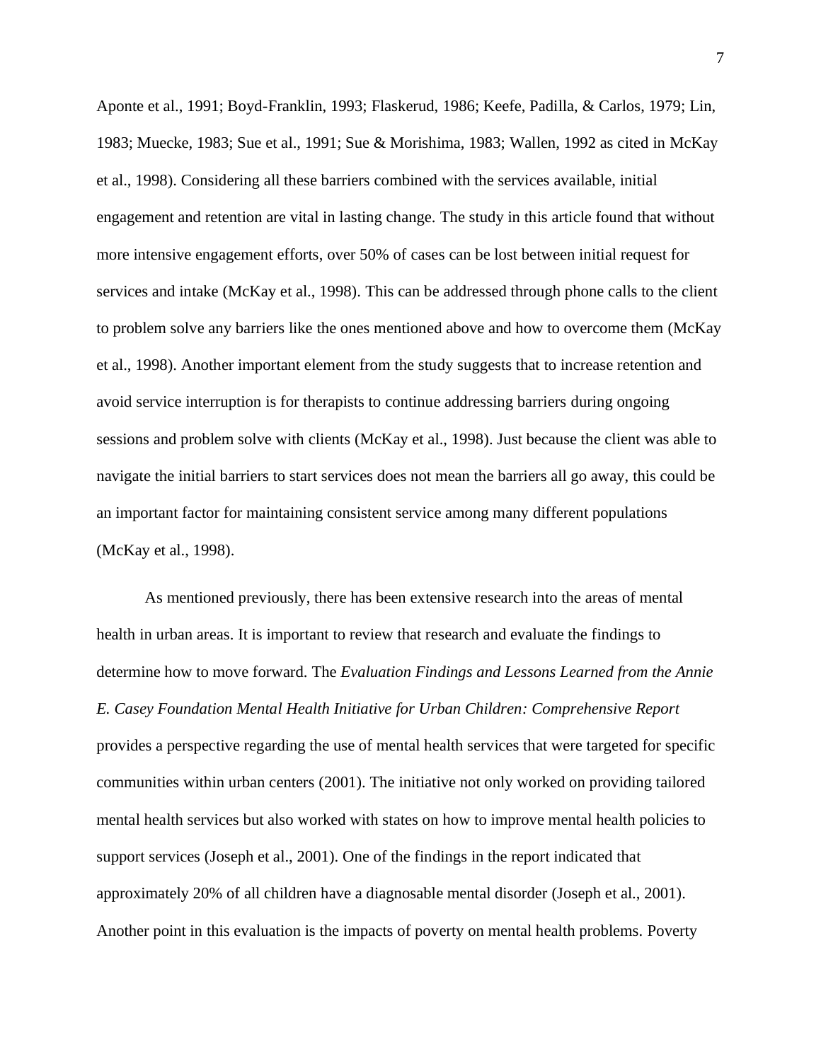Aponte et al., 1991; Boyd-Franklin, 1993; Flaskerud, 1986; Keefe, Padilla, & Carlos, 1979; Lin, 1983; Muecke, 1983; Sue et al., 1991; Sue & Morishima, 1983; Wallen, 1992 as cited in McKay et al., 1998). Considering all these barriers combined with the services available, initial engagement and retention are vital in lasting change. The study in this article found that without more intensive engagement efforts, over 50% of cases can be lost between initial request for services and intake (McKay et al., 1998). This can be addressed through phone calls to the client to problem solve any barriers like the ones mentioned above and how to overcome them (McKay et al., 1998). Another important element from the study suggests that to increase retention and avoid service interruption is for therapists to continue addressing barriers during ongoing sessions and problem solve with clients (McKay et al., 1998). Just because the client was able to navigate the initial barriers to start services does not mean the barriers all go away, this could be an important factor for maintaining consistent service among many different populations (McKay et al., 1998).

As mentioned previously, there has been extensive research into the areas of mental health in urban areas. It is important to review that research and evaluate the findings to determine how to move forward. The *Evaluation Findings and Lessons Learned from the Annie E. Casey Foundation Mental Health Initiative for Urban Children: Comprehensive Report* provides a perspective regarding the use of mental health services that were targeted for specific communities within urban centers (2001). The initiative not only worked on providing tailored mental health services but also worked with states on how to improve mental health policies to support services (Joseph et al., 2001). One of the findings in the report indicated that approximately 20% of all children have a diagnosable mental disorder (Joseph et al., 2001). Another point in this evaluation is the impacts of poverty on mental health problems. Poverty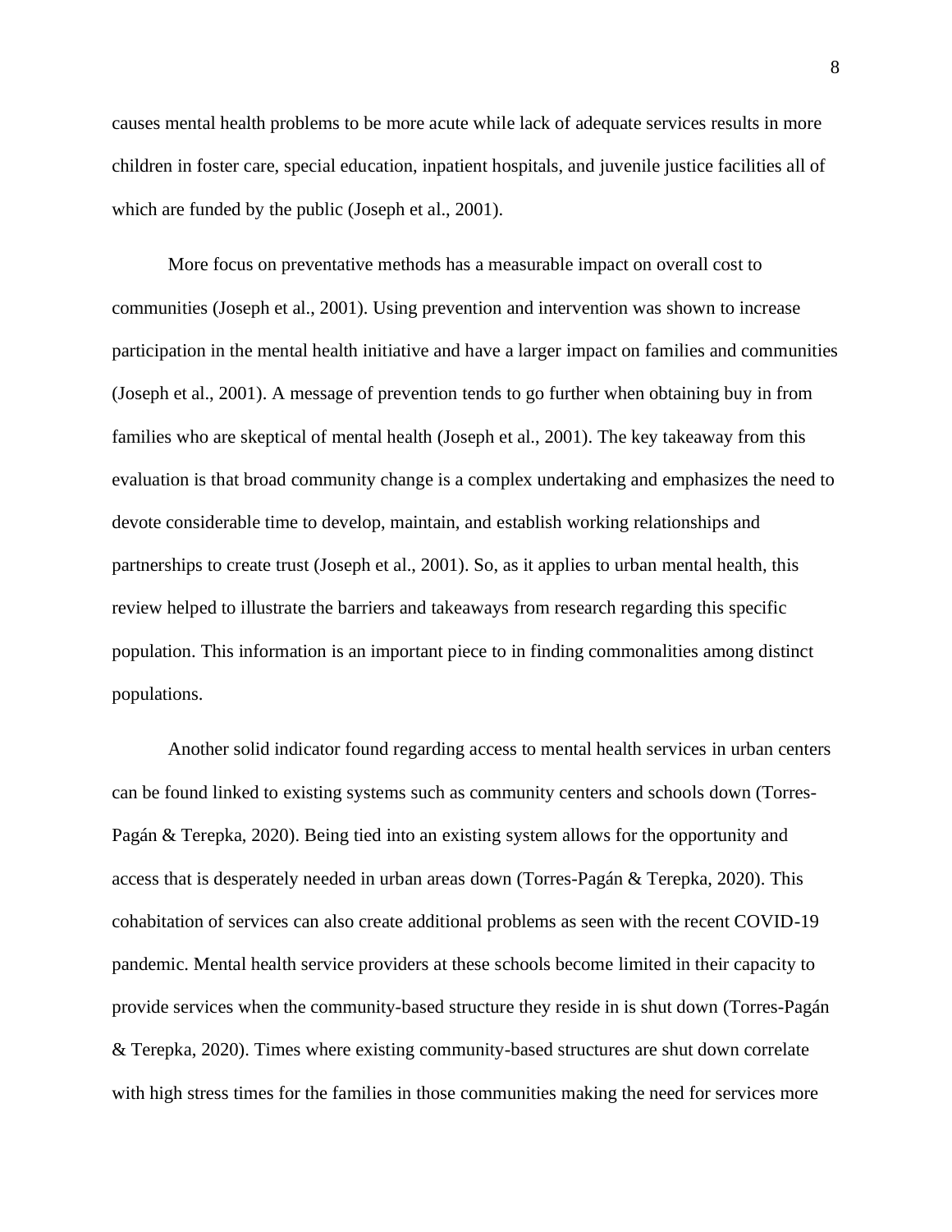causes mental health problems to be more acute while lack of adequate services results in more children in foster care, special education, inpatient hospitals, and juvenile justice facilities all of which are funded by the public (Joseph et al., 2001).

More focus on preventative methods has a measurable impact on overall cost to communities (Joseph et al., 2001). Using prevention and intervention was shown to increase participation in the mental health initiative and have a larger impact on families and communities (Joseph et al., 2001). A message of prevention tends to go further when obtaining buy in from families who are skeptical of mental health (Joseph et al., 2001). The key takeaway from this evaluation is that broad community change is a complex undertaking and emphasizes the need to devote considerable time to develop, maintain, and establish working relationships and partnerships to create trust (Joseph et al., 2001). So, as it applies to urban mental health, this review helped to illustrate the barriers and takeaways from research regarding this specific population. This information is an important piece to in finding commonalities among distinct populations.

Another solid indicator found regarding access to mental health services in urban centers can be found linked to existing systems such as community centers and schools down (Torres-Pagán & Terepka, 2020). Being tied into an existing system allows for the opportunity and access that is desperately needed in urban areas down (Torres-Pagán & Terepka, 2020). This cohabitation of services can also create additional problems as seen with the recent COVID-19 pandemic. Mental health service providers at these schools become limited in their capacity to provide services when the community-based structure they reside in is shut down (Torres-Pagán & Terepka, 2020). Times where existing community-based structures are shut down correlate with high stress times for the families in those communities making the need for services more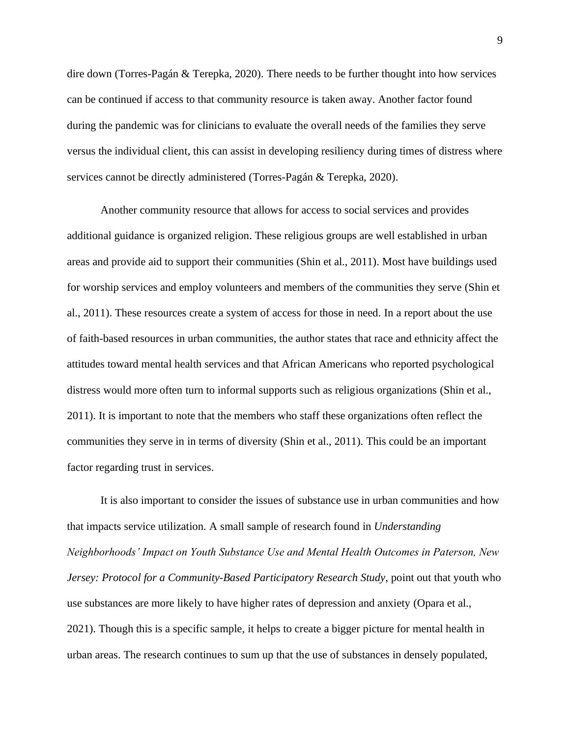dire down (Torres-Pagán & Terepka, 2020). There needs to be further thought into how services can be continued if access to that community resource is taken away. Another factor found during the pandemic was for clinicians to evaluate the overall needs of the families they serve versus the individual client, this can assist in developing resiliency during times of distress where services cannot be directly administered (Torres-Pagán & Terepka, 2020).

Another community resource that allows for access to social services and provides additional guidance is organized religion. These religious groups are well established in urban areas and provide aid to support their communities (Shin et al., 2011). Most have buildings used for worship services and employ volunteers and members of the communities they serve (Shin et al., 2011). These resources create a system of access for those in need. In a report about the use of faith-based resources in urban communities, the author states that race and ethnicity affect the attitudes toward mental health services and that African Americans who reported psychological distress would more often turn to informal supports such as religious organizations (Shin et al., 2011). It is important to note that the members who staff these organizations often reflect the communities they serve in in terms of diversity (Shin et al., 2011). This could be an important factor regarding trust in services.

It is also important to consider the issues of substance use in urban communities and how that impacts service utilization. A small sample of research found in *Understanding Neighborhoods' Impact on Youth Substance Use and Mental Health Outcomes in Paterson, New Jersey: Protocol for a Community-Based Participatory Research Study*, point out that youth who use substances are more likely to have higher rates of depression and anxiety (Opara et al., 2021). Though this is a specific sample, it helps to create a bigger picture for mental health in urban areas. The research continues to sum up that the use of substances in densely populated,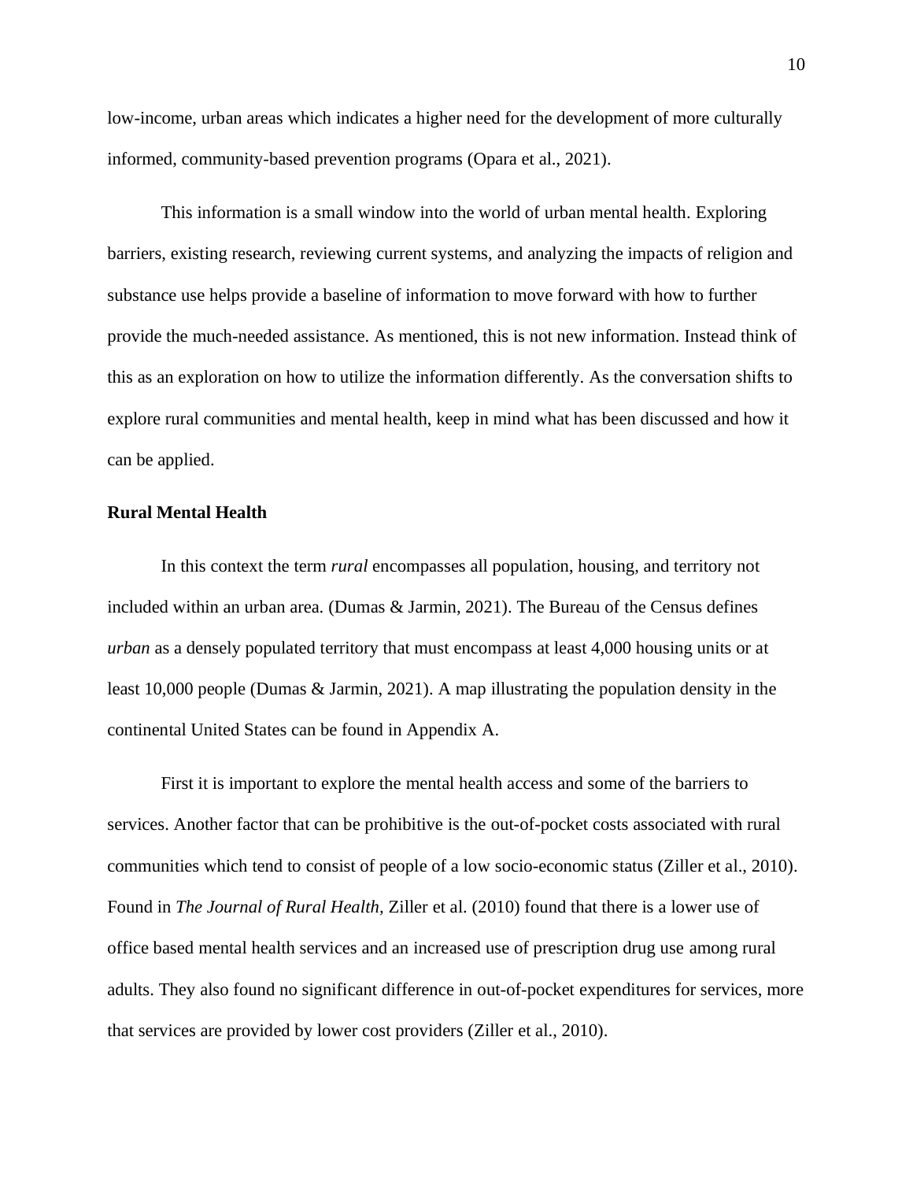low-income, urban areas which indicates a higher need for the development of more culturally informed, community-based prevention programs (Opara et al., 2021).

This information is a small window into the world of urban mental health. Exploring barriers, existing research, reviewing current systems, and analyzing the impacts of religion and substance use helps provide a baseline of information to move forward with how to further provide the much-needed assistance. As mentioned, this is not new information. Instead think of this as an exploration on how to utilize the information differently. As the conversation shifts to explore rural communities and mental health, keep in mind what has been discussed and how it can be applied.

**Rural Mental Health**

In this context the term *rural* encompasses all population, housing, and territory not included within an urban area. (Dumas & Jarmin, 2021). The Bureau of the Census defines *urban* as a densely populated territory that must encompass at least 4,000 housing units or at least 10,000 people (Dumas & Jarmin, 2021). A map illustrating the population density in the continental United States can be found in Appendix A.

First it is important to explore the mental health access and some of the barriers to services. Another factor that can be prohibitive is the out-of-pocket costs associated with rural communities which tend to consist of people of a low socio-economic status (Ziller et al., 2010). Found in *The Journal of Rural Health,* Ziller et al. (2010) found that there is a lower use of office based mental health services and an increased use of prescription drug use among rural adults. They also found no significant difference in out-of-pocket expenditures for services, more that services are provided by lower cost providers (Ziller et al., 2010).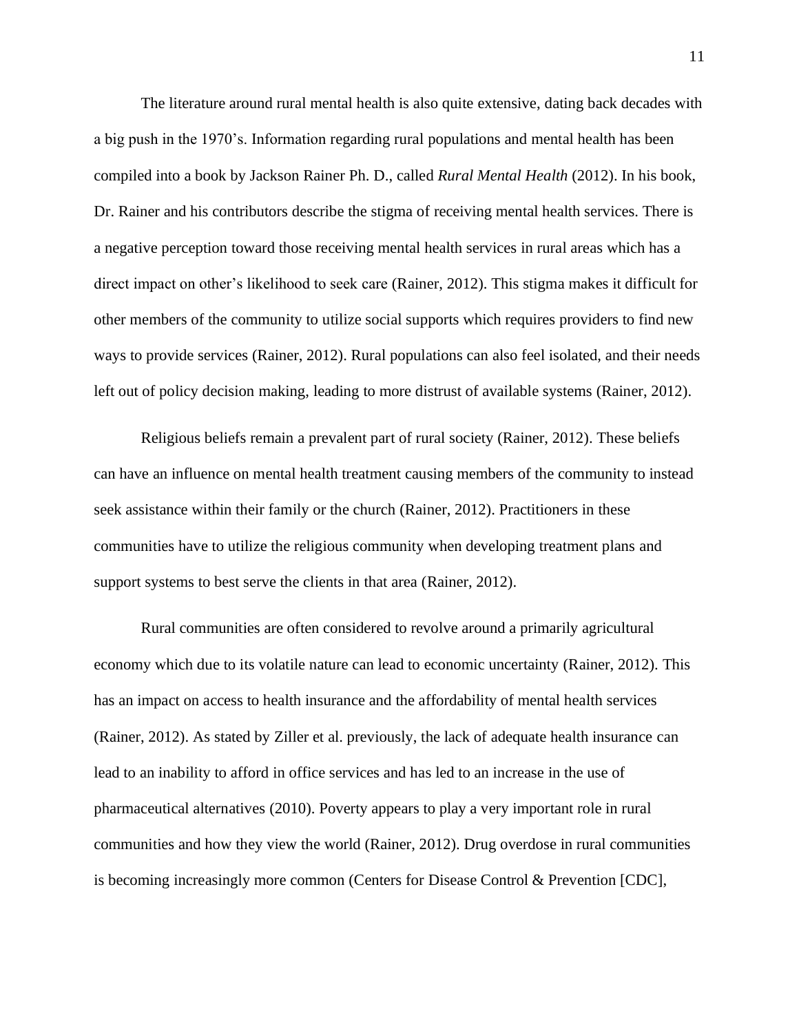The literature around rural mental health is also quite extensive, dating back decades with a big push in the 1970's. Information regarding rural populations and mental health has been compiled into a book by Jackson Rainer Ph. D., called *Rural Mental Health* (2012). In his book, Dr. Rainer and his contributors describe the stigma of receiving mental health services. There is a negative perception toward those receiving mental health services in rural areas which has a direct impact on other's likelihood to seek care (Rainer, 2012). This stigma makes it difficult for other members of the community to utilize social supports which requires providers to find new ways to provide services (Rainer, 2012). Rural populations can also feel isolated, and their needs left out of policy decision making, leading to more distrust of available systems (Rainer, 2012).

Religious beliefs remain a prevalent part of rural society (Rainer, 2012). These beliefs can have an influence on mental health treatment causing members of the community to instead seek assistance within their family or the church (Rainer, 2012). Practitioners in these communities have to utilize the religious community when developing treatment plans and support systems to best serve the clients in that area (Rainer, 2012).

Rural communities are often considered to revolve around a primarily agricultural economy which due to its volatile nature can lead to economic uncertainty (Rainer, 2012). This has an impact on access to health insurance and the affordability of mental health services (Rainer, 2012). As stated by Ziller et al. previously, the lack of adequate health insurance can lead to an inability to afford in office services and has led to an increase in the use of pharmaceutical alternatives (2010). Poverty appears to play a very important role in rural communities and how they view the world (Rainer, 2012). Drug overdose in rural communities is becoming increasingly more common (Centers for Disease Control & Prevention [CDC],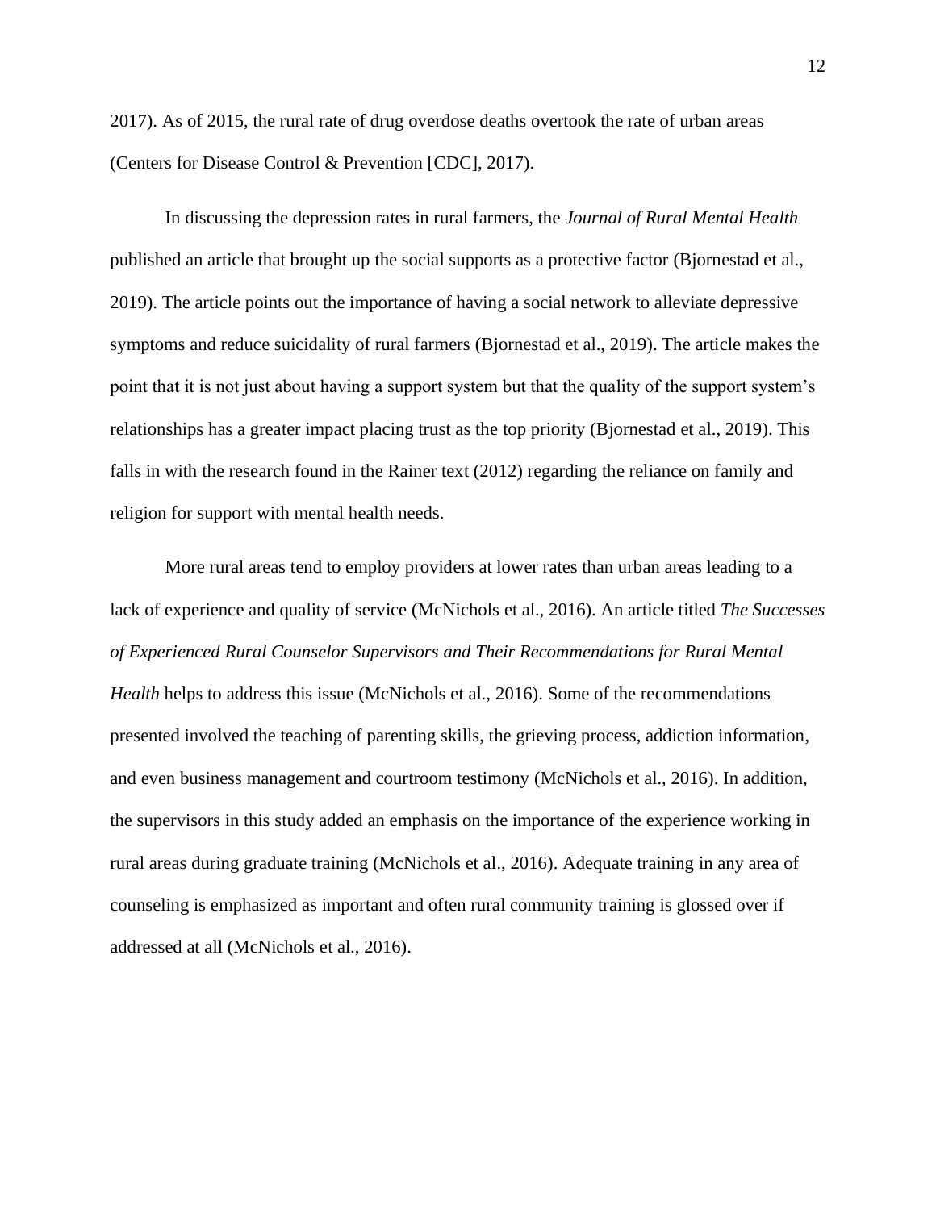2017). As of 2015, the rural rate of drug overdose deaths overtook the rate of urban areas (Centers for Disease Control & Prevention [CDC], 2017).

In discussing the depression rates in rural farmers, the *Journal of Rural Mental Health* published an article that brought up the social supports as a protective factor (Bjornestad et al., 2019). The article points out the importance of having a social network to alleviate depressive symptoms and reduce suicidality of rural farmers (Bjornestad et al., 2019). The article makes the point that it is not just about having a support system but that the quality of the support system's relationships has a greater impact placing trust as the top priority (Bjornestad et al., 2019). This falls in with the research found in the Rainer text (2012) regarding the reliance on family and religion for support with mental health needs.

More rural areas tend to employ providers at lower rates than urban areas leading to a lack of experience and quality of service (McNichols et al., 2016). An article titled *The Successes of Experienced Rural Counselor Supervisors and Their Recommendations for Rural Mental Health* helps to address this issue (McNichols et al., 2016). Some of the recommendations presented involved the teaching of parenting skills, the grieving process, addiction information, and even business management and courtroom testimony (McNichols et al., 2016). In addition, the supervisors in this study added an emphasis on the importance of the experience working in rural areas during graduate training (McNichols et al., 2016). Adequate training in any area of counseling is emphasized as important and often rural community training is glossed over if addressed at all (McNichols et al., 2016).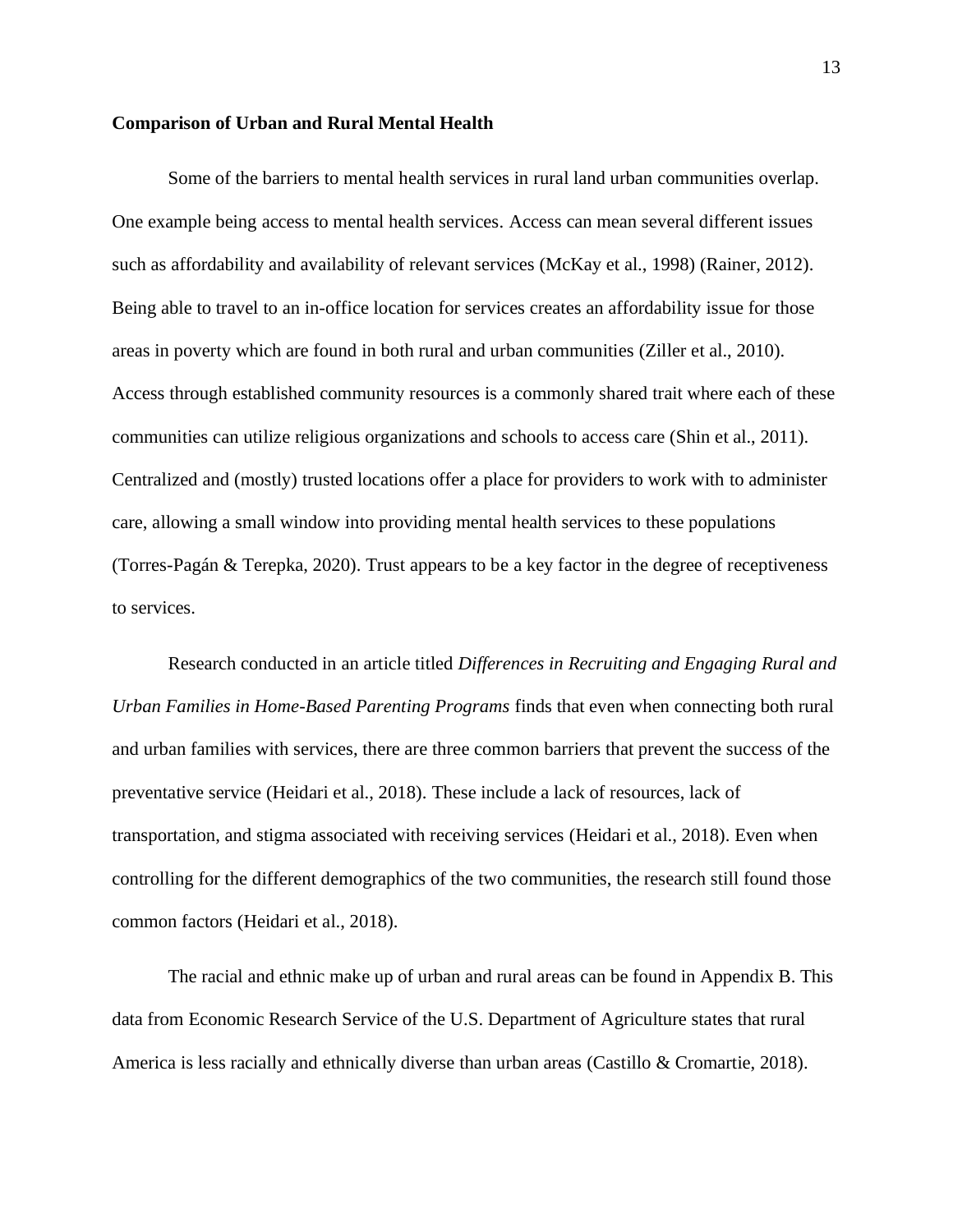**Comparison of Urban and Rural Mental Health**

Some of the barriers to mental health services in rural land urban communities overlap. One example being access to mental health services. Access can mean several different issues such as affordability and availability of relevant services (McKay et al., 1998) (Rainer, 2012). Being able to travel to an in-office location for services creates an affordability issue for those areas in poverty which are found in both rural and urban communities (Ziller et al., 2010). Access through established community resources is a commonly shared trait where each of these communities can utilize religious organizations and schools to access care (Shin et al., 2011). Centralized and (mostly) trusted locations offer a place for providers to work with to administer care, allowing a small window into providing mental health services to these populations (Torres-Pagán & Terepka, 2020). Trust appears to be a key factor in the degree of receptiveness to services.

Research conducted in an article titled *Differences in Recruiting and Engaging Rural and Urban Families in Home-Based Parenting Programs* finds that even when connecting both rural and urban families with services, there are three common barriers that prevent the success of the preventative service (Heidari et al., 2018). These include a lack of resources, lack of transportation, and stigma associated with receiving services (Heidari et al., 2018). Even when controlling for the different demographics of the two communities, the research still found those common factors (Heidari et al., 2018).

The racial and ethnic make up of urban and rural areas can be found in Appendix B. This data from Economic Research Service of the U.S. Department of Agriculture states that rural America is less racially and ethnically diverse than urban areas (Castillo & Cromartie, 2018).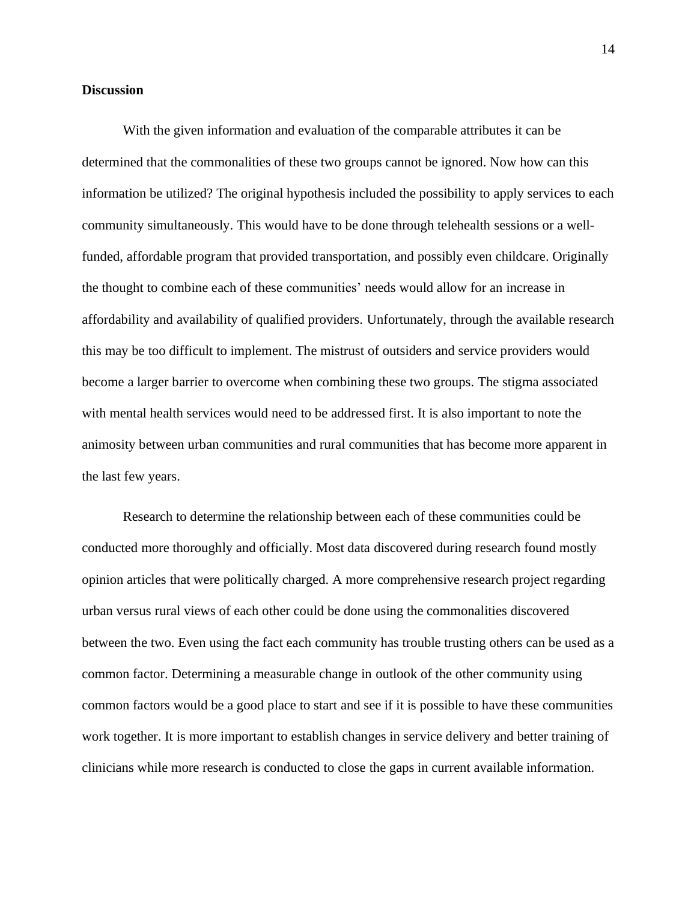**Discussion**

With the given information and evaluation of the comparable attributes it can be determined that the commonalities of these two groups cannot be ignored. Now how can this information be utilized? The original hypothesis included the possibility to apply services to each community simultaneously. This would have to be done through telehealth sessions or a well-funded, affordable program that provided transportation, and possibly even childcare. Originally the thought to combine each of these communities' needs would allow for an increase in affordability and availability of qualified providers. Unfortunately, through the available research this may be too difficult to implement. The mistrust of outsiders and service providers would become a larger barrier to overcome when combining these two groups. The stigma associated with mental health services would need to be addressed first. It is also important to note the animosity between urban communities and rural communities that has become more apparent in the last few years.

Research to determine the relationship between each of these communities could be conducted more thoroughly and officially. Most data discovered during research found mostly opinion articles that were politically charged. A more comprehensive research project regarding urban versus rural views of each other could be done using the commonalities discovered between the two. Even using the fact each community has trouble trusting others can be used as a common factor. Determining a measurable change in outlook of the other community using common factors would be a good place to start and see if it is possible to have these communities work together. It is more important to establish changes in service delivery and better training of clinicians while more research is conducted to close the gaps in current available information.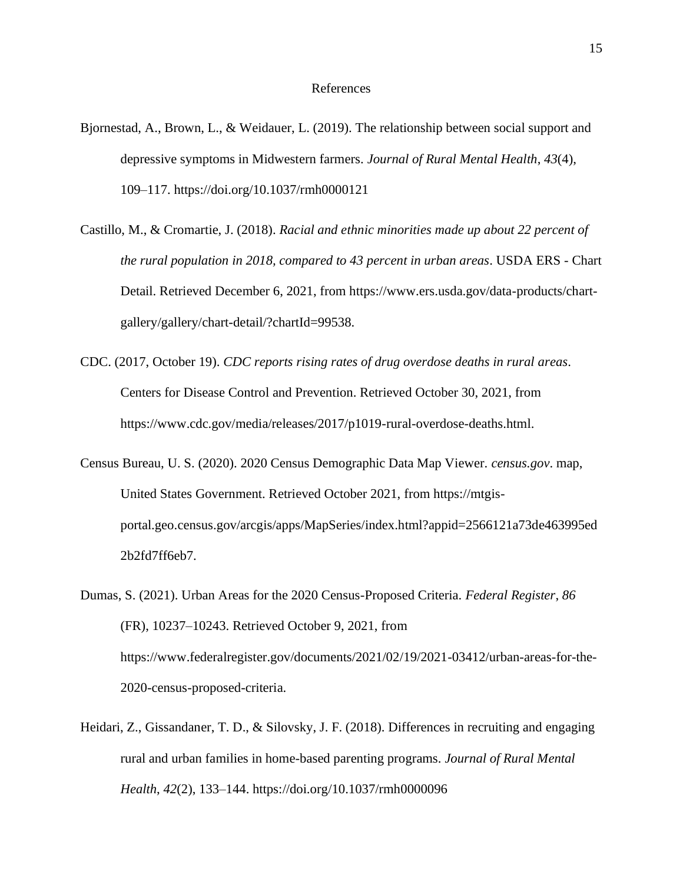# References

Bjornestad, A., Brown, L., & Weidauer, L. (2019). The relationship between social support and depressive symptoms in Midwestern farmers. *Journal of Rural Mental Health*, *43*(4), 109–117. https://doi.org/10.1037/rmh0000121

Castillo, M., & Cromartie, J. (2018). *Racial and ethnic minorities made up about 22 percent of the rural population in 2018, compared to 43 percent in urban areas*. USDA ERS - Chart Detail. Retrieved December 6, 2021, from https://www.ers.usda.gov/data-products/chart-gallery/gallery/chart-detail/?chartId=99538.

CDC. (2017, October 19). *CDC reports rising rates of drug overdose deaths in rural areas*. Centers for Disease Control and Prevention. Retrieved October 30, 2021, from https://www.cdc.gov/media/releases/2017/p1019-rural-overdose-deaths.html.

Census Bureau, U. S. (2020). 2020 Census Demographic Data Map Viewer. *census.gov*. map, United States Government. Retrieved October 2021, from https://mtgis-portal.geo.census.gov/arcgis/apps/MapSeries/index.html?appid=2566121a73de463995ed2b2fd7ff6eb7.

Dumas, S. (2021). Urban Areas for the 2020 Census-Proposed Criteria. *Federal Register*, *86* (FR), 10237–10243. Retrieved October 9, 2021, from https://www.federalregister.gov/documents/2021/02/19/2021-03412/urban-areas-for-the-2020-census-proposed-criteria.

Heidari, Z., Gissandaner, T. D., & Silovsky, J. F. (2018). Differences in recruiting and engaging rural and urban families in home-based parenting programs. *Journal of Rural Mental Health*, *42*(2), 133–144. https://doi.org/10.1037/rmh0000096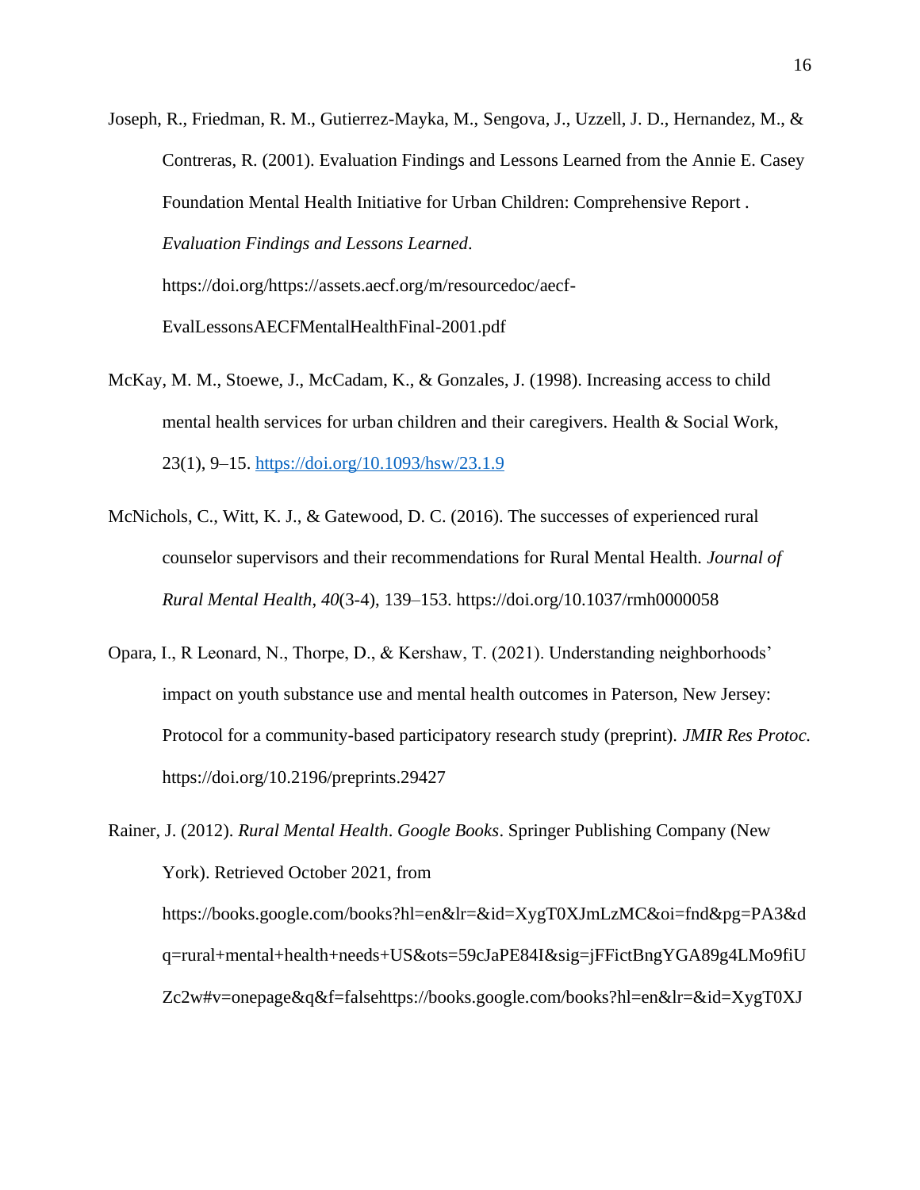Joseph, R., Friedman, R. M., Gutierrez-Mayka, M., Sengova, J., Uzzell, J. D., Hernandez, M., & Contreras, R. (2001). Evaluation Findings and Lessons Learned from the Annie E. Casey Foundation Mental Health Initiative for Urban Children: Comprehensive Report . *Evaluation Findings and Lessons Learned*. https://doi.org/https://assets.aecf.org/m/resourcedoc/aecf-EvalLessonsAECFMentalHealthFinal-2001.pdf

McKay, M. M., Stoewe, J., McCadam, K., & Gonzales, J. (1998). Increasing access to child mental health services for urban children and their caregivers. Health & Social Work, 23(1), 9–15. https://doi.org/10.1093/hsw/23.1.9

McNichols, C., Witt, K. J., & Gatewood, D. C. (2016). The successes of experienced rural counselor supervisors and their recommendations for Rural Mental Health. *Journal of Rural Mental Health*, *40*(3-4), 139–153. https://doi.org/10.1037/rmh0000058

Opara, I., R Leonard, N., Thorpe, D., & Kershaw, T. (2021). Understanding neighborhoods' impact on youth substance use and mental health outcomes in Paterson, New Jersey: Protocol for a community-based participatory research study (preprint). *JMIR Res Protoc*. https://doi.org/10.2196/preprints.29427

Rainer, J. (2012). *Rural Mental Health*. *Google Books*. Springer Publishing Company (New York). Retrieved October 2021, from https://books.google.com/books?hl=en&lr=&id=XygT0XJmLzMC&oi=fnd&pg=PA3&dq=rural+mental+health+needs+US&ots=59cJaPE84I&sig=jFFictBngYGA89g4LMo9fiUZc2w#v=onepage&q&f=falsehttps://books.google.com/books?hl=en&lr=&id=XygT0XJ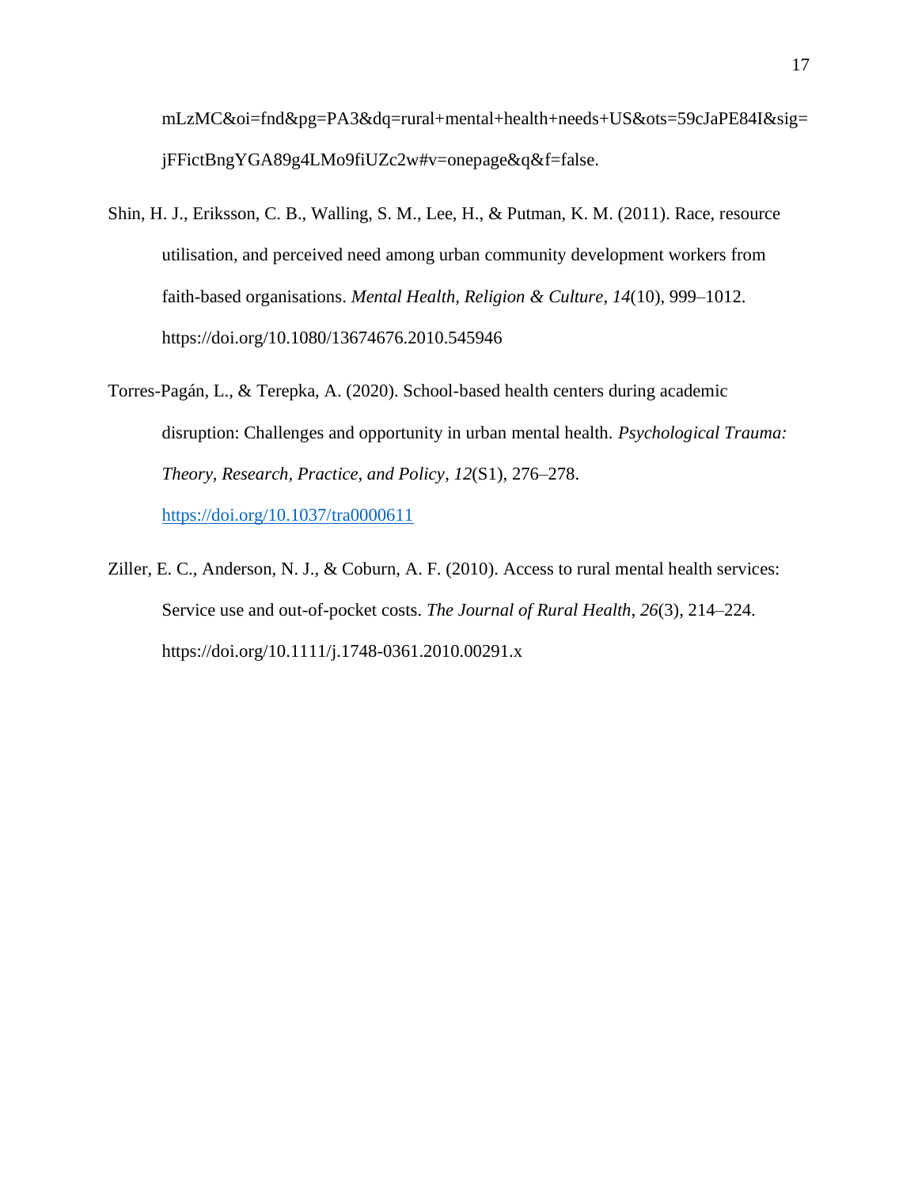mLzMC&oi=fnd&pg=PA3&dq=rural+mental+health+needs+US&ots=59cJaPE84I&sig=jFFictBngYGA89g4LMo9fiUZc2w#v=onepage&q&f=false.

Shin, H. J., Eriksson, C. B., Walling, S. M., Lee, H., & Putman, K. M. (2011). Race, resource utilisation, and perceived need among urban community development workers from faith-based organisations. *Mental Health, Religion & Culture*, *14*(10), 999–1012. https://doi.org/10.1080/13674676.2010.545946

Torres-Pagán, L., & Terepka, A. (2020). School-based health centers during academic disruption: Challenges and opportunity in urban mental health. *Psychological Trauma: Theory, Research, Practice, and Policy*, *12*(S1), 276–278. https://doi.org/10.1037/tra0000611

Ziller, E. C., Anderson, N. J., & Coburn, A. F. (2010). Access to rural mental health services: Service use and out-of-pocket costs. *The Journal of Rural Health*, *26*(3), 214–224. https://doi.org/10.1111/j.1748-0361.2010.00291.x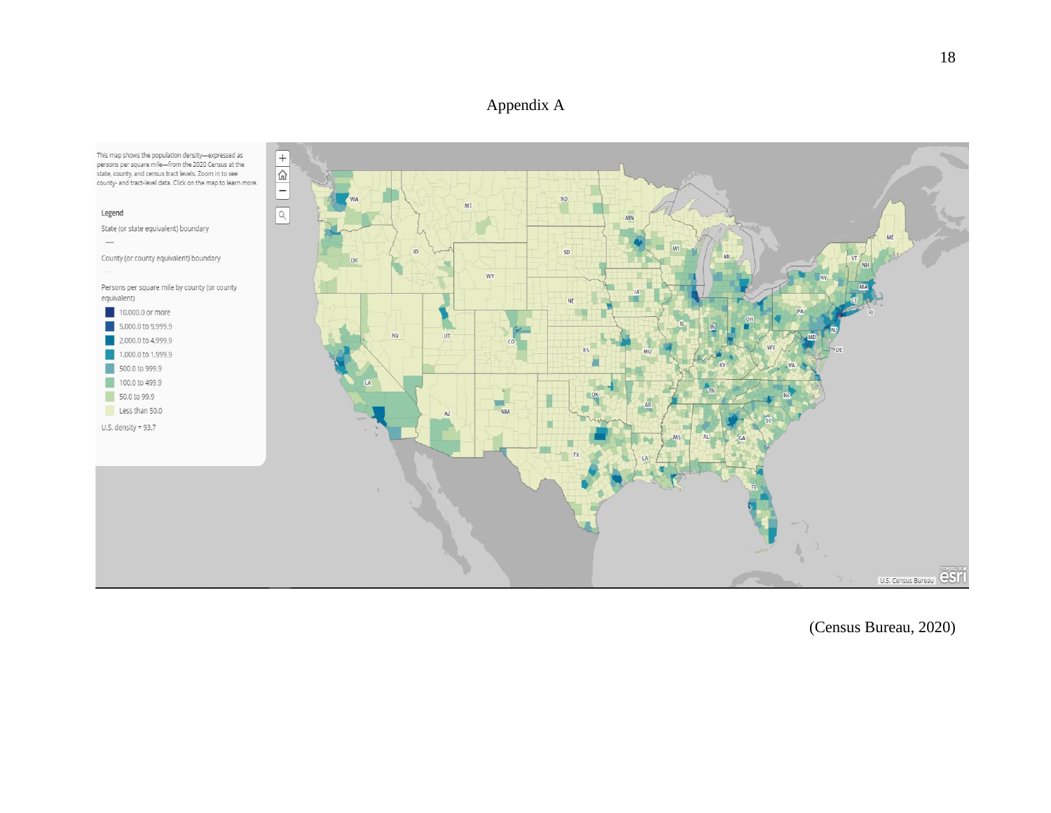# Appendix A

This map shows the population density—expressed as persons per square mile—from the 2020 Census at the state, county, and census tract levels. Zoom in to see county- and tract-level data. Click on the map to learn more.

Legend

State (or state equivalent) boundary

County (or county equivalent) boundary

Persons per square mile by county (or county equivalent)

- 10,000.0 or more
- 5,000.0 to 9,999.9
- 2,000.0 to 4,999.9
- 1,000.0 to 1,999.9
- 500.0 to 999.9
- 100.0 to 499.9
- 50.0 to 99.9
- Less than 50.0

U.S. density = 93.7

(Census Bureau, 2020)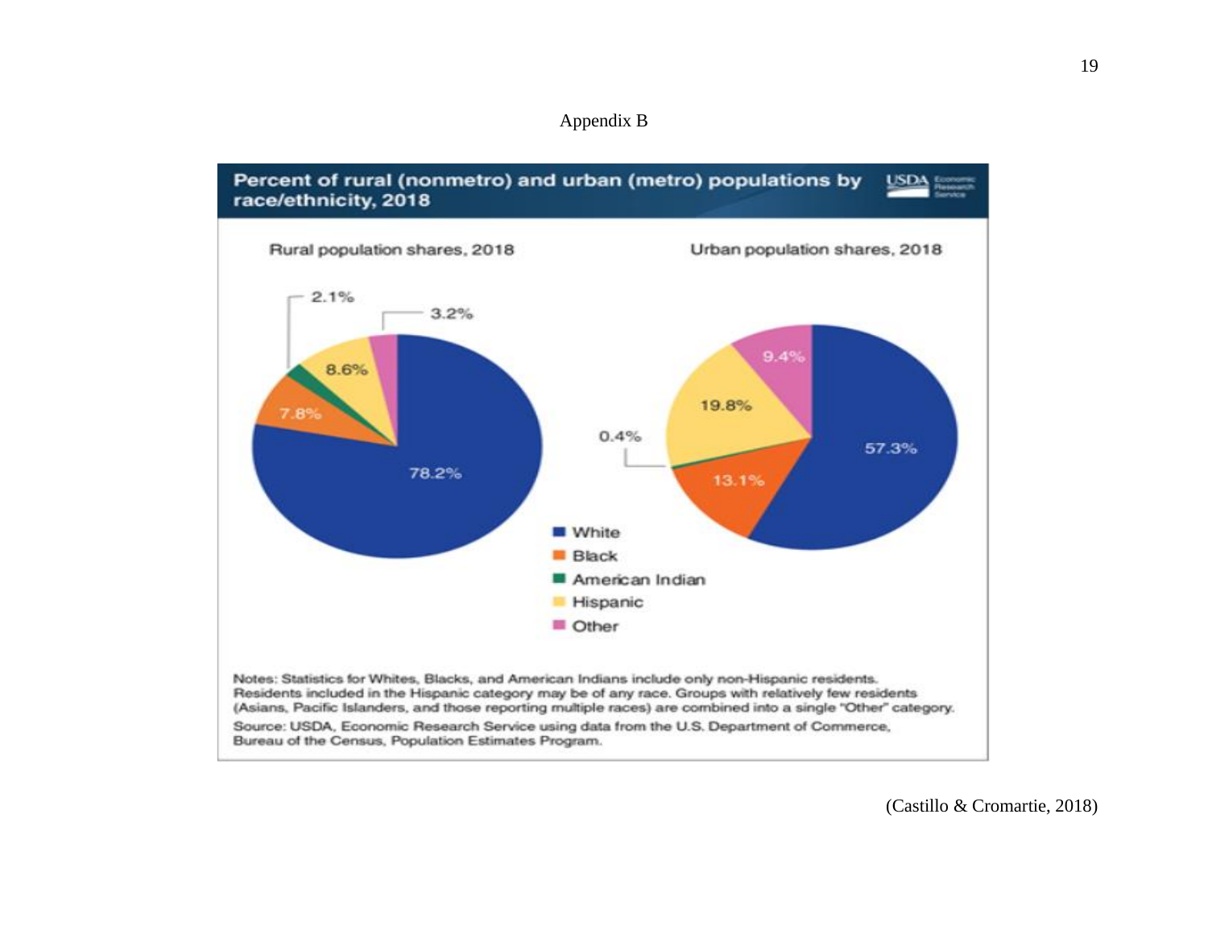Appendix B

**Percent of rural (nonmetro) and urban (metro) populations by race/ethnicity, 2018**

USDA Economic Research Service

Rural population shares, 2018

2.1%
3.2%
8.6%
7.8%
78.2%

Urban population shares, 2018

9.4%
19.8%
0.4%
57.3%
13.1%

White
Black
American Indian
Hispanic
Other

Notes: Statistics for Whites, Blacks, and American Indians include only non-Hispanic residents. Residents included in the Hispanic category may be of any race. Groups with relatively few residents (Asians, Pacific Islanders, and those reporting multiple races) are combined into a single "Other" category.

Source: USDA, Economic Research Service using data from the U.S. Department of Commerce, Bureau of the Census, Population Estimates Program.

(Castillo & Cromartie, 2018)